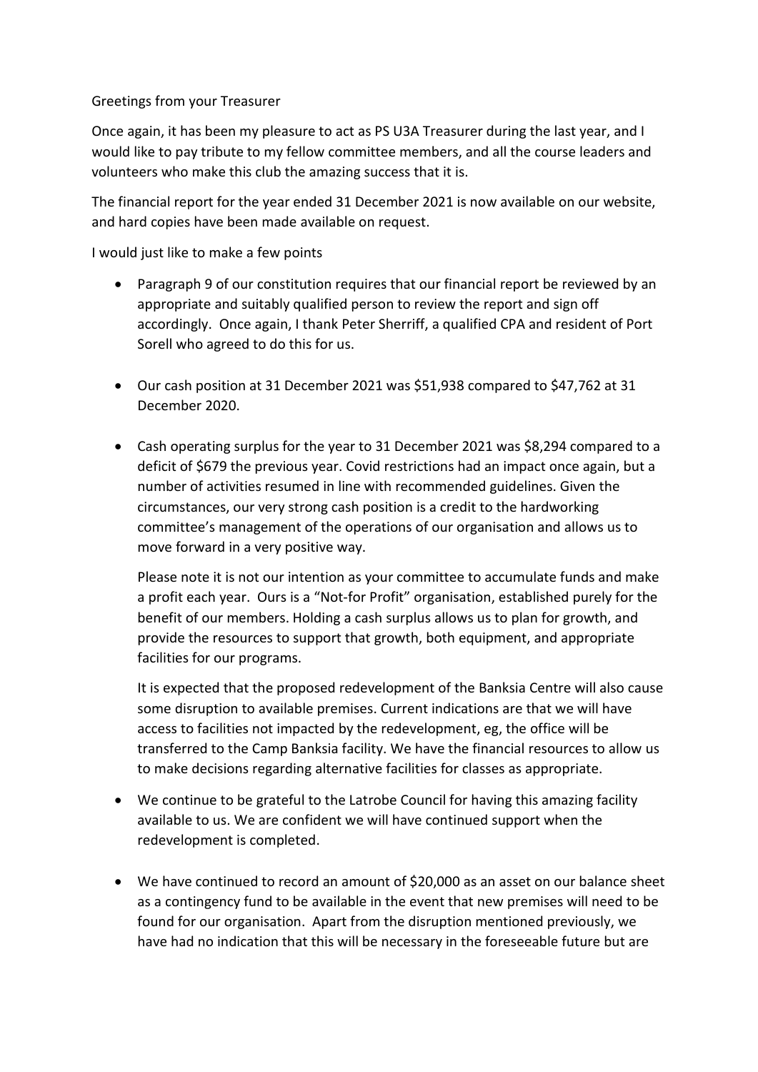Greetings from your Treasurer

Once again, it has been my pleasure to act as PS U3A Treasurer during the last year, and I would like to pay tribute to my fellow committee members, and all the course leaders and volunteers who make this club the amazing success that it is.

The financial report for the year ended 31 December 2021 is now available on our website, and hard copies have been made available on request.

I would just like to make a few points

- Paragraph 9 of our constitution requires that our financial report be reviewed by an appropriate and suitably qualified person to review the report and sign off accordingly. Once again, I thank Peter Sherriff, a qualified CPA and resident of Port Sorell who agreed to do this for us.

- Our cash position at 31 December 2021 was $51,938 compared to $47,762 at 31 December 2020.

- Cash operating surplus for the year to 31 December 2021 was $8,294 compared to a deficit of $679 the previous year. Covid restrictions had an impact once again, but a number of activities resumed in line with recommended guidelines. Given the circumstances, our very strong cash position is a credit to the hardworking committee's management of the operations of our organisation and allows us to move forward in a very positive way.

  Please note it is not our intention as your committee to accumulate funds and make a profit each year. Ours is a "Not-for Profit" organisation, established purely for the benefit of our members. Holding a cash surplus allows us to plan for growth, and provide the resources to support that growth, both equipment, and appropriate facilities for our programs.

  It is expected that the proposed redevelopment of the Banksia Centre will also cause some disruption to available premises. Current indications are that we will have access to facilities not impacted by the redevelopment, eg, the office will be transferred to the Camp Banksia facility. We have the financial resources to allow us to make decisions regarding alternative facilities for classes as appropriate.

- We continue to be grateful to the Latrobe Council for having this amazing facility available to us. We are confident we will have continued support when the redevelopment is completed.

- We have continued to record an amount of $20,000 as an asset on our balance sheet as a contingency fund to be available in the event that new premises will need to be found for our organisation. Apart from the disruption mentioned previously, we have had no indication that this will be necessary in the foreseeable future but are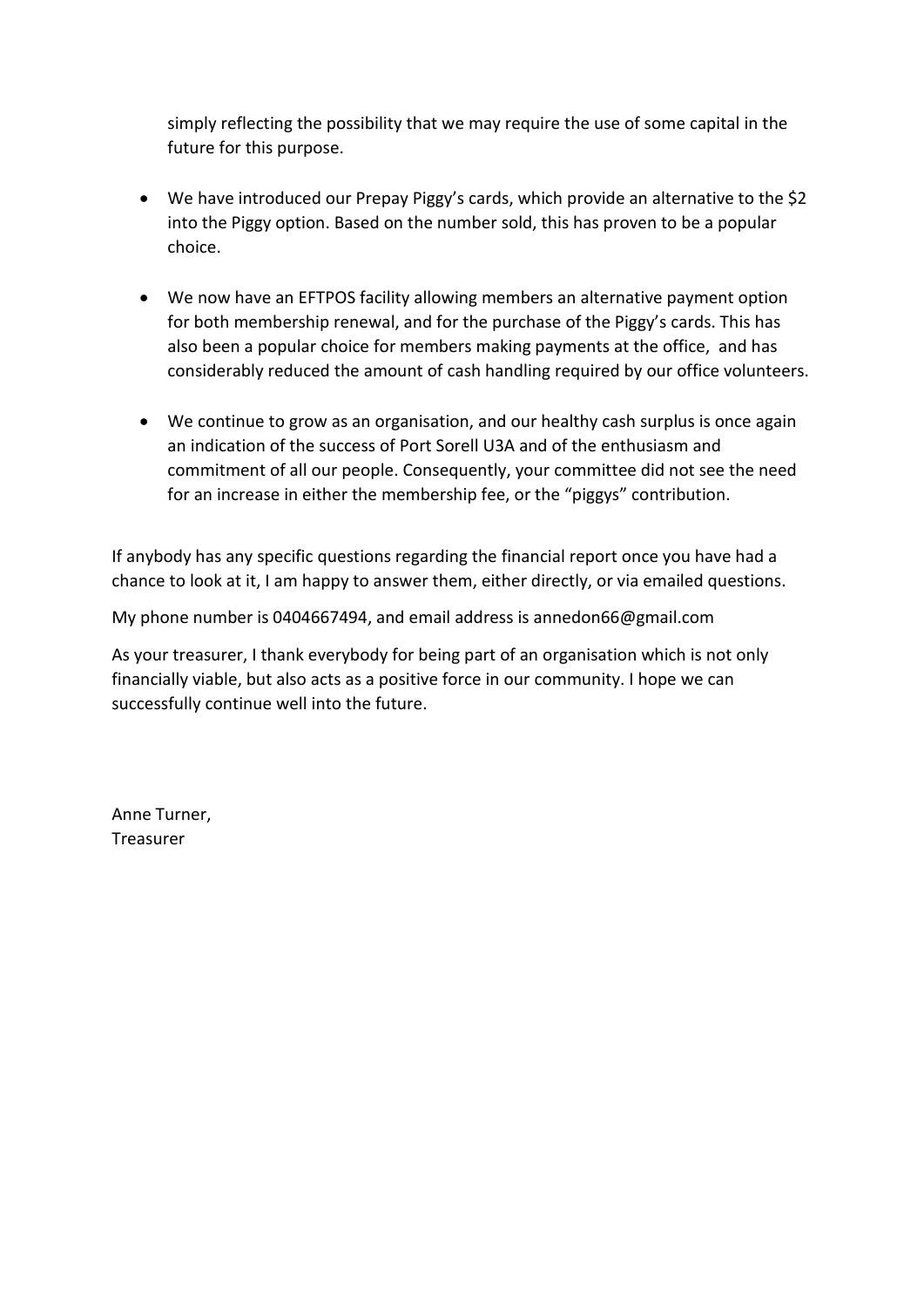simply reflecting the possibility that we may require the use of some capital in the future for this purpose.

- We have introduced our Prepay Piggy's cards, which provide an alternative to the $2 into the Piggy option. Based on the number sold, this has proven to be a popular choice.

- We now have an EFTPOS facility allowing members an alternative payment option for both membership renewal, and for the purchase of the Piggy's cards. This has also been a popular choice for members making payments at the office, and has considerably reduced the amount of cash handling required by our office volunteers.

- We continue to grow as an organisation, and our healthy cash surplus is once again an indication of the success of Port Sorell U3A and of the enthusiasm and commitment of all our people. Consequently, your committee did not see the need for an increase in either the membership fee, or the "piggys" contribution.

If anybody has any specific questions regarding the financial report once you have had a chance to look at it, I am happy to answer them, either directly, or via emailed questions.

My phone number is 0404667494, and email address is annedon66@gmail.com

As your treasurer, I thank everybody for being part of an organisation which is not only financially viable, but also acts as a positive force in our community. I hope we can successfully continue well into the future.

Anne Turner,
Treasurer